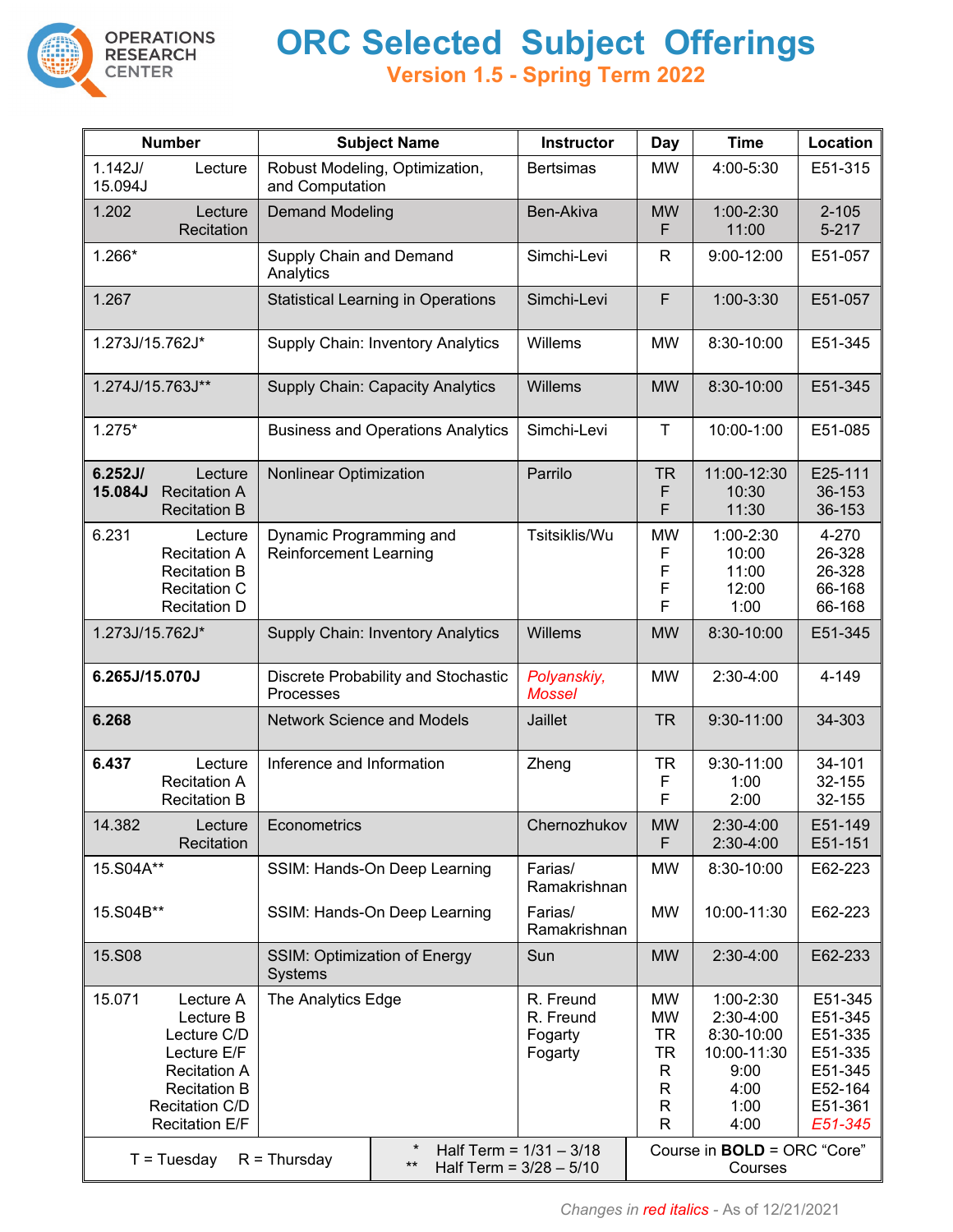# ORC Selected Subject Offerings

## Version 1.5 - Spring Term 2022

OPERATIONS RESEARCH CENTER

| Number | Subject Name | Instructor | Day | Time | Location |
|---|---|---|---|---|---|
| 1.142J/ 15.094J Lecture | Robust Modeling, Optimization, and Computation | Bertsimas | MW | 4:00-5:30 | E51-315 |
| 1.202 Lecture<br>Recitation | Demand Modeling | Ben-Akiva | MW<br>F | 1:00-2:30<br>11:00 | 2-105<br>5-217 |
| 1.266* | Supply Chain and Demand Analytics | Simchi-Levi | R | 9:00-12:00 | E51-057 |
| 1.267 | Statistical Learning in Operations | Simchi-Levi | F | 1:00-3:30 | E51-057 |
| 1.273J/15.762J* | Supply Chain: Inventory Analytics | Willems | MW | 8:30-10:00 | E51-345 |
| 1.274J/15.763J** | Supply Chain: Capacity Analytics | Willems | MW | 8:30-10:00 | E51-345 |
| 1.275* | Business and Operations Analytics | Simchi-Levi | T | 10:00-1:00 | E51-085 |
| **6.252J/ 15.084J** Lecture<br>Recitation A<br>Recitation B | Nonlinear Optimization | Parrilo | TR<br>F<br>F | 11:00-12:30<br>10:30<br>11:30 | E25-111<br>36-153<br>36-153 |
| 6.231 Lecture<br>Recitation A<br>Recitation B<br>Recitation C<br>Recitation D | Dynamic Programming and Reinforcement Learning | Tsitsiklis/Wu | MW<br>F<br>F<br>F<br>F | 1:00-2:30<br>10:00<br>11:00<br>12:00<br>1:00 | 4-270<br>26-328<br>26-328<br>66-168<br>66-168 |
| 1.273J/15.762J* | Supply Chain: Inventory Analytics | Willems | MW | 8:30-10:00 | E51-345 |
| **6.265J/15.070J** | Discrete Probability and Stochastic Processes | *Polyanskiy, Mossel* | MW | 2:30-4:00 | 4-149 |
| **6.268** | Network Science and Models | Jaillet | TR | 9:30-11:00 | 34-303 |
| **6.437** Lecture<br>Recitation A<br>Recitation B | Inference and Information | Zheng | TR<br>F<br>F | 9:30-11:00<br>1:00<br>2:00 | 34-101<br>32-155<br>32-155 |
| 14.382 Lecture<br>Recitation | Econometrics | Chernozhukov | MW<br>F | 2:30-4:00<br>2:30-4:00 | E51-149<br>E51-151 |
| 15.S04A** | SSIM: Hands-On Deep Learning | Farias/ Ramakrishnan | MW | 8:30-10:00 | E62-223 |
| 15.S04B** | SSIM: Hands-On Deep Learning | Farias/ Ramakrishnan | MW | 10:00-11:30 | E62-223 |
| 15.S08 | SSIM: Optimization of Energy Systems | Sun | MW | 2:30-4:00 | E62-233 |
| 15.071 Lecture A<br>Lecture B<br>Lecture C/D<br>Lecture E/F<br>Recitation A<br>Recitation B<br>Recitation C/D<br>Recitation E/F | The Analytics Edge | R. Freund<br>R. Freund<br>Fogarty<br>Fogarty | MW<br>MW<br>TR<br>TR<br>R<br>R<br>R<br>R | 1:00-2:30<br>2:30-4:00<br>8:30-10:00<br>10:00-11:30<br>9:00<br>4:00<br>1:00<br>4:00 | E51-345<br>E51-345<br>E51-335<br>E51-335<br>E51-345<br>E52-164<br>E51-361<br>*E51-345* |

T = Tuesday  R = Thursday

\* Half Term = 1/31 – 3/18
\*\* Half Term = 3/28 – 5/10

Course in **BOLD** = ORC "Core" Courses

*Changes in red italics* - As of 12/21/2021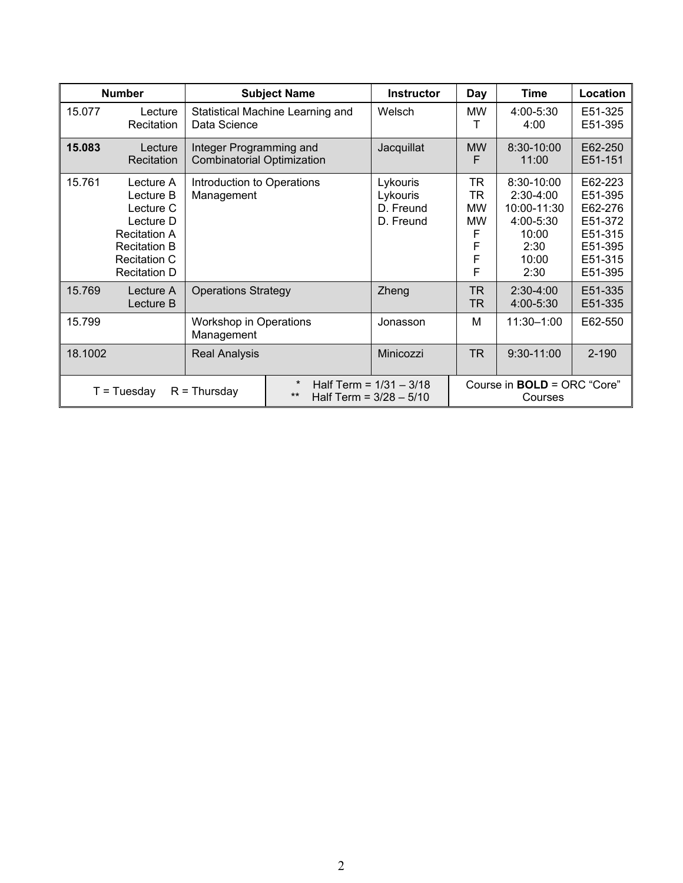| Number | | Subject Name | Instructor | Day | Time | Location |
|---|---|---|---|---|---|---|
| 15.077 | Lecture<br>Recitation | Statistical Machine Learning and Data Science | Welsch | MW<br>T | 4:00-5:30<br>4:00 | E51-325<br>E51-395 |
| **15.083** | Lecture<br>Recitation | Integer Programming and Combinatorial Optimization | Jacquillat | MW<br>F | 8:30-10:00<br>11:00 | E62-250<br>E51-151 |
| 15.761 | Lecture A<br>Lecture B<br>Lecture C<br>Lecture D<br>Recitation A<br>Recitation B<br>Recitation C<br>Recitation D | Introduction to Operations Management | Lykouris<br>Lykouris<br>D. Freund<br>D. Freund | TR<br>TR<br>MW<br>MW<br>F<br>F<br>F<br>F | 8:30-10:00<br>2:30-4:00<br>10:00-11:30<br>4:00-5:30<br>10:00<br>2:30<br>10:00<br>2:30 | E62-223<br>E51-395<br>E62-276<br>E51-372<br>E51-315<br>E51-395<br>E51-315<br>E51-395 |
| 15.769 | Lecture A<br>Lecture B | Operations Strategy | Zheng | TR<br>TR | 2:30-4:00<br>4:00-5:30 | E51-335<br>E51-335 |
| 15.799 | | Workshop in Operations Management | Jonasson | M | 11:30–1:00 | E62-550 |
| 18.1002 | | Real Analysis | Minicozzi | TR | 9:30-11:00 | 2-190 |
| T = Tuesday R = Thursday | | * Half Term = 1/31 – 3/18<br>** Half Term = 3/28 – 5/10 | | Course in **BOLD** = ORC "Core" Courses | | |